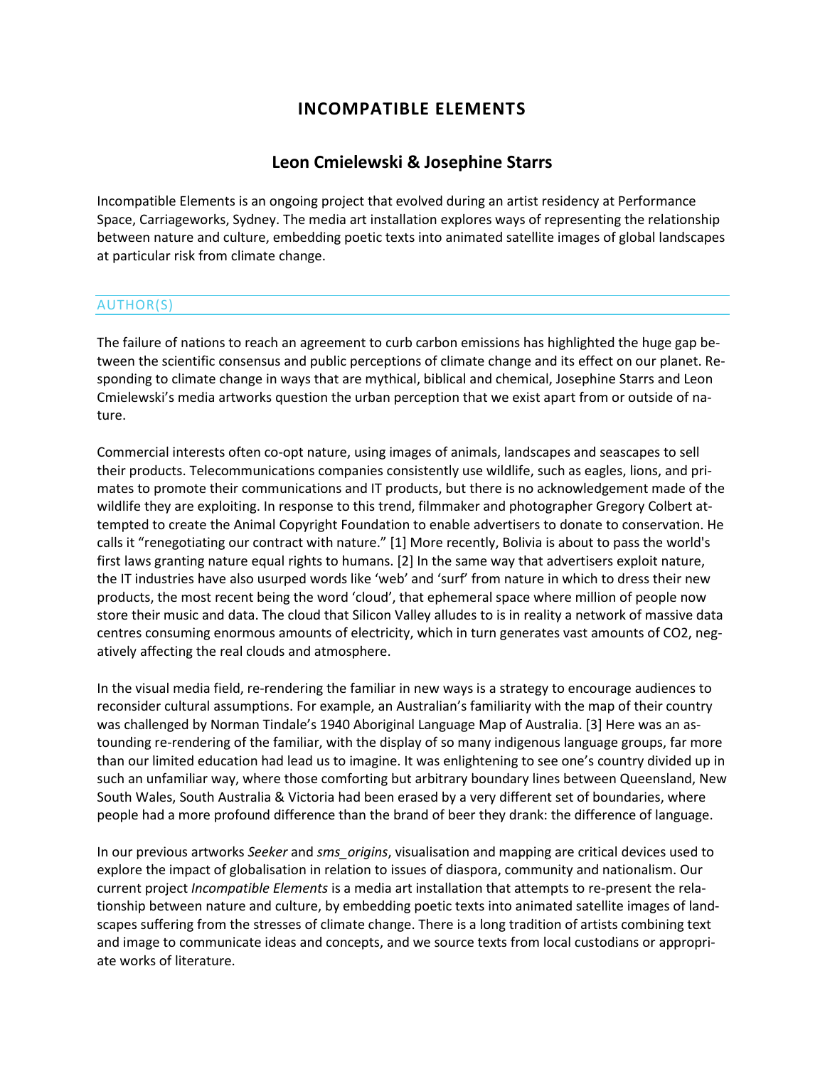# INCOMPATIBLE ELEMENTS

## Leon Cmielewski & Josephine Starrs

Incompatible Elements is an ongoing project that evolved during an artist residency at Performance Space, Carriageworks, Sydney. The media art installation explores ways of representing the relationship between nature and culture, embedding poetic texts into animated satellite images of global landscapes at particular risk from climate change.

### AUTHOR(S)

The failure of nations to reach an agreement to curb carbon emissions has highlighted the huge gap between the scientific consensus and public perceptions of climate change and its effect on our planet. Responding to climate change in ways that are mythical, biblical and chemical, Josephine Starrs and Leon Cmielewski's media artworks question the urban perception that we exist apart from or outside of nature.

Commercial interests often co-opt nature, using images of animals, landscapes and seascapes to sell their products. Telecommunications companies consistently use wildlife, such as eagles, lions, and primates to promote their communications and IT products, but there is no acknowledgement made of the wildlife they are exploiting. In response to this trend, filmmaker and photographer Gregory Colbert attempted to create the Animal Copyright Foundation to enable advertisers to donate to conservation. He calls it "renegotiating our contract with nature." [1] More recently, Bolivia is about to pass the world's first laws granting nature equal rights to humans. [2] In the same way that advertisers exploit nature, the IT industries have also usurped words like 'web' and 'surf' from nature in which to dress their new products, the most recent being the word 'cloud', that ephemeral space where million of people now store their music and data. The cloud that Silicon Valley alludes to is in reality a network of massive data centres consuming enormous amounts of electricity, which in turn generates vast amounts of CO2, negatively affecting the real clouds and atmosphere.

In the visual media field, re-rendering the familiar in new ways is a strategy to encourage audiences to reconsider cultural assumptions. For example, an Australian's familiarity with the map of their country was challenged by Norman Tindale's 1940 Aboriginal Language Map of Australia. [3] Here was an astounding re-rendering of the familiar, with the display of so many indigenous language groups, far more than our limited education had lead us to imagine. It was enlightening to see one's country divided up in such an unfamiliar way, where those comforting but arbitrary boundary lines between Queensland, New South Wales, South Australia & Victoria had been erased by a very different set of boundaries, where people had a more profound difference than the brand of beer they drank: the difference of language.

In our previous artworks *Seeker* and *sms_origins*, visualisation and mapping are critical devices used to explore the impact of globalisation in relation to issues of diaspora, community and nationalism. Our current project *Incompatible Elements* is a media art installation that attempts to re-present the relationship between nature and culture, by embedding poetic texts into animated satellite images of landscapes suffering from the stresses of climate change. There is a long tradition of artists combining text and image to communicate ideas and concepts, and we source texts from local custodians or appropriate works of literature.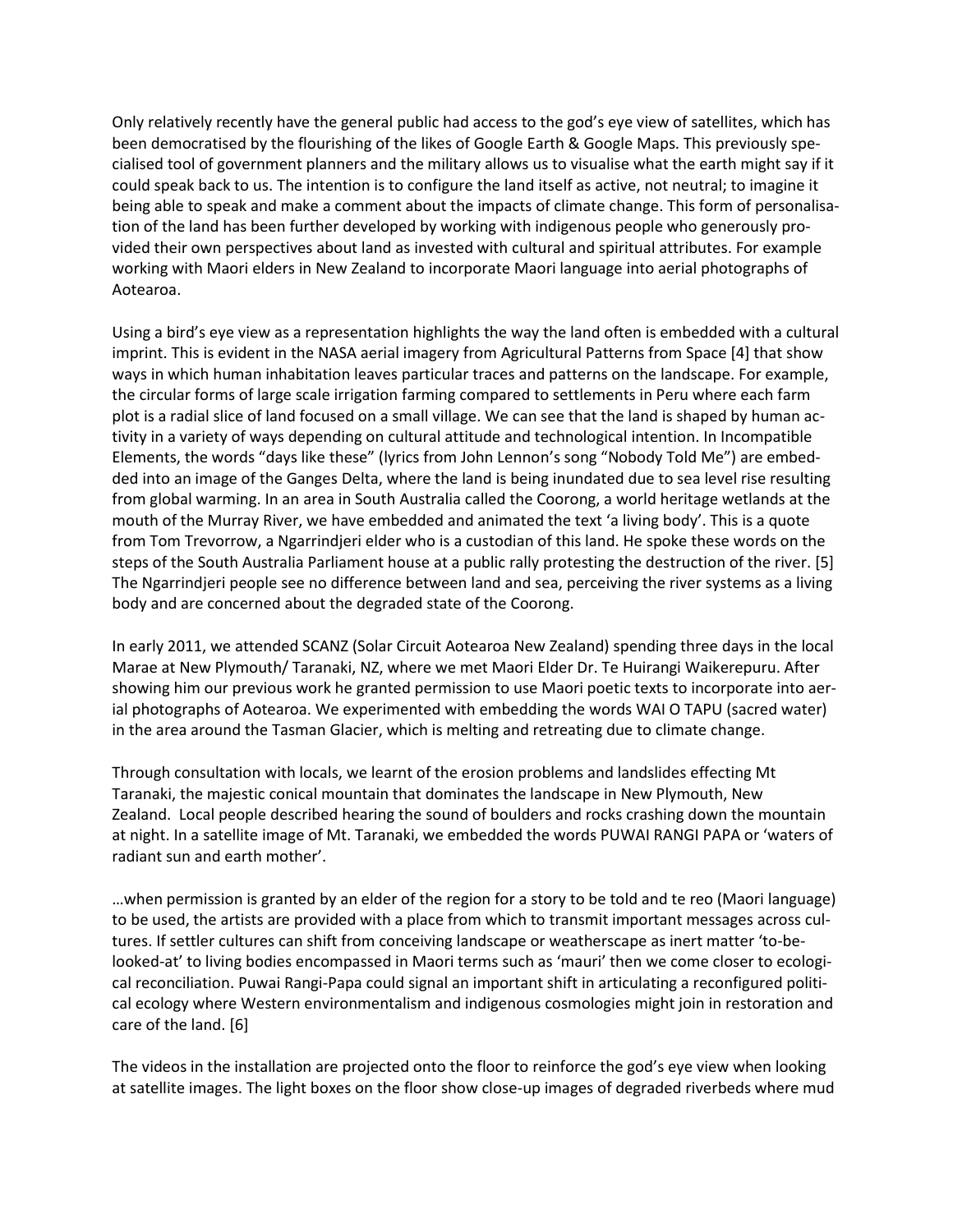Only relatively recently have the general public had access to the god's eye view of satellites, which has been democratised by the flourishing of the likes of Google Earth & Google Maps. This previously specialised tool of government planners and the military allows us to visualise what the earth might say if it could speak back to us. The intention is to configure the land itself as active, not neutral; to imagine it being able to speak and make a comment about the impacts of climate change. This form of personalisation of the land has been further developed by working with indigenous people who generously provided their own perspectives about land as invested with cultural and spiritual attributes. For example working with Maori elders in New Zealand to incorporate Maori language into aerial photographs of Aotearoa.

Using a bird's eye view as a representation highlights the way the land often is embedded with a cultural imprint. This is evident in the NASA aerial imagery from Agricultural Patterns from Space [4] that show ways in which human inhabitation leaves particular traces and patterns on the landscape. For example, the circular forms of large scale irrigation farming compared to settlements in Peru where each farm plot is a radial slice of land focused on a small village. We can see that the land is shaped by human activity in a variety of ways depending on cultural attitude and technological intention. In Incompatible Elements, the words "days like these" (lyrics from John Lennon's song "Nobody Told Me") are embedded into an image of the Ganges Delta, where the land is being inundated due to sea level rise resulting from global warming. In an area in South Australia called the Coorong, a world heritage wetlands at the mouth of the Murray River, we have embedded and animated the text 'a living body'. This is a quote from Tom Trevorrow, a Ngarrindjeri elder who is a custodian of this land. He spoke these words on the steps of the South Australia Parliament house at a public rally protesting the destruction of the river. [5] The Ngarrindjeri people see no difference between land and sea, perceiving the river systems as a living body and are concerned about the degraded state of the Coorong.

In early 2011, we attended SCANZ (Solar Circuit Aotearoa New Zealand) spending three days in the local Marae at New Plymouth/ Taranaki, NZ, where we met Maori Elder Dr. Te Huirangi Waikerepuru. After showing him our previous work he granted permission to use Maori poetic texts to incorporate into aerial photographs of Aotearoa. We experimented with embedding the words WAI O TAPU (sacred water) in the area around the Tasman Glacier, which is melting and retreating due to climate change.

Through consultation with locals, we learnt of the erosion problems and landslides effecting Mt Taranaki, the majestic conical mountain that dominates the landscape in New Plymouth, New Zealand. Local people described hearing the sound of boulders and rocks crashing down the mountain at night. In a satellite image of Mt. Taranaki, we embedded the words PUWAI RANGI PAPA or 'waters of radiant sun and earth mother'.

…when permission is granted by an elder of the region for a story to be told and te reo (Maori language) to be used, the artists are provided with a place from which to transmit important messages across cultures. If settler cultures can shift from conceiving landscape or weatherscape as inert matter 'to-be-looked-at' to living bodies encompassed in Maori terms such as 'mauri' then we come closer to ecological reconciliation. Puwai Rangi-Papa could signal an important shift in articulating a reconfigured political ecology where Western environmentalism and indigenous cosmologies might join in restoration and care of the land. [6]

The videos in the installation are projected onto the floor to reinforce the god's eye view when looking at satellite images. The light boxes on the floor show close-up images of degraded riverbeds where mud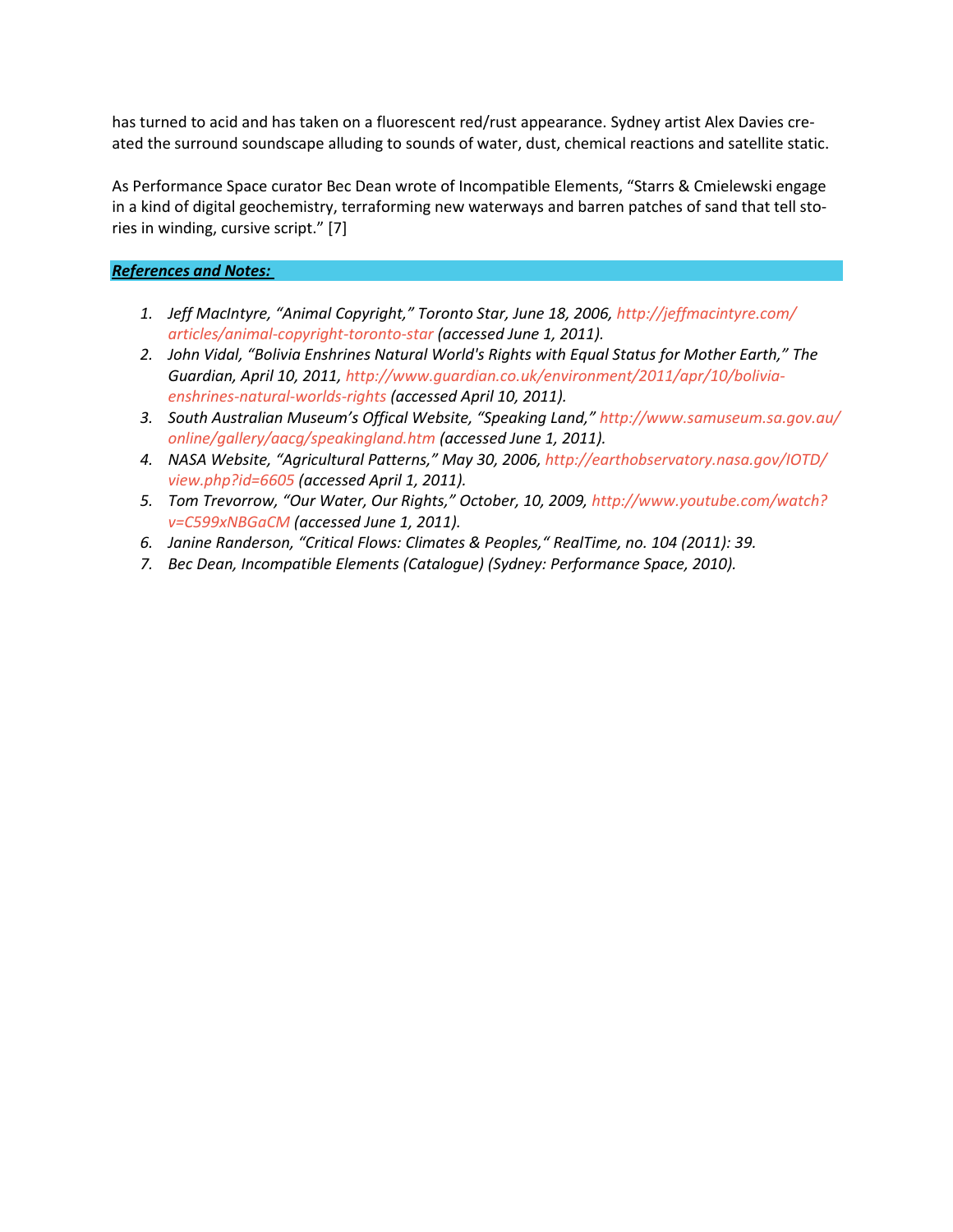has turned to acid and has taken on a fluorescent red/rust appearance. Sydney artist Alex Davies created the surround soundscape alluding to sounds of water, dust, chemical reactions and satellite static.

As Performance Space curator Bec Dean wrote of Incompatible Elements, "Starrs & Cmielewski engage in a kind of digital geochemistry, terraforming new waterways and barren patches of sand that tell stories in winding, cursive script." [7]

***References and Notes:***

1. *Jeff MacIntyre, "Animal Copyright," Toronto Star, June 18, 2006, http://jeffmacintyre.com/articles/animal-copyright-toronto-star (accessed June 1, 2011).*
2. *John Vidal, "Bolivia Enshrines Natural World's Rights with Equal Status for Mother Earth," The Guardian, April 10, 2011, http://www.guardian.co.uk/environment/2011/apr/10/bolivia-enshrines-natural-worlds-rights (accessed April 10, 2011).*
3. *South Australian Museum's Offical Website, "Speaking Land," http://www.samuseum.sa.gov.au/online/gallery/aacg/speakingland.htm (accessed June 1, 2011).*
4. *NASA Website, "Agricultural Patterns," May 30, 2006, http://earthobservatory.nasa.gov/IOTD/view.php?id=6605 (accessed April 1, 2011).*
5. *Tom Trevorrow, "Our Water, Our Rights," October, 10, 2009, http://www.youtube.com/watch?v=C599xNBGaCM (accessed June 1, 2011).*
6. *Janine Randerson, "Critical Flows: Climates & Peoples," RealTime, no. 104 (2011): 39.*
7. *Bec Dean, Incompatible Elements (Catalogue) (Sydney: Performance Space, 2010).*